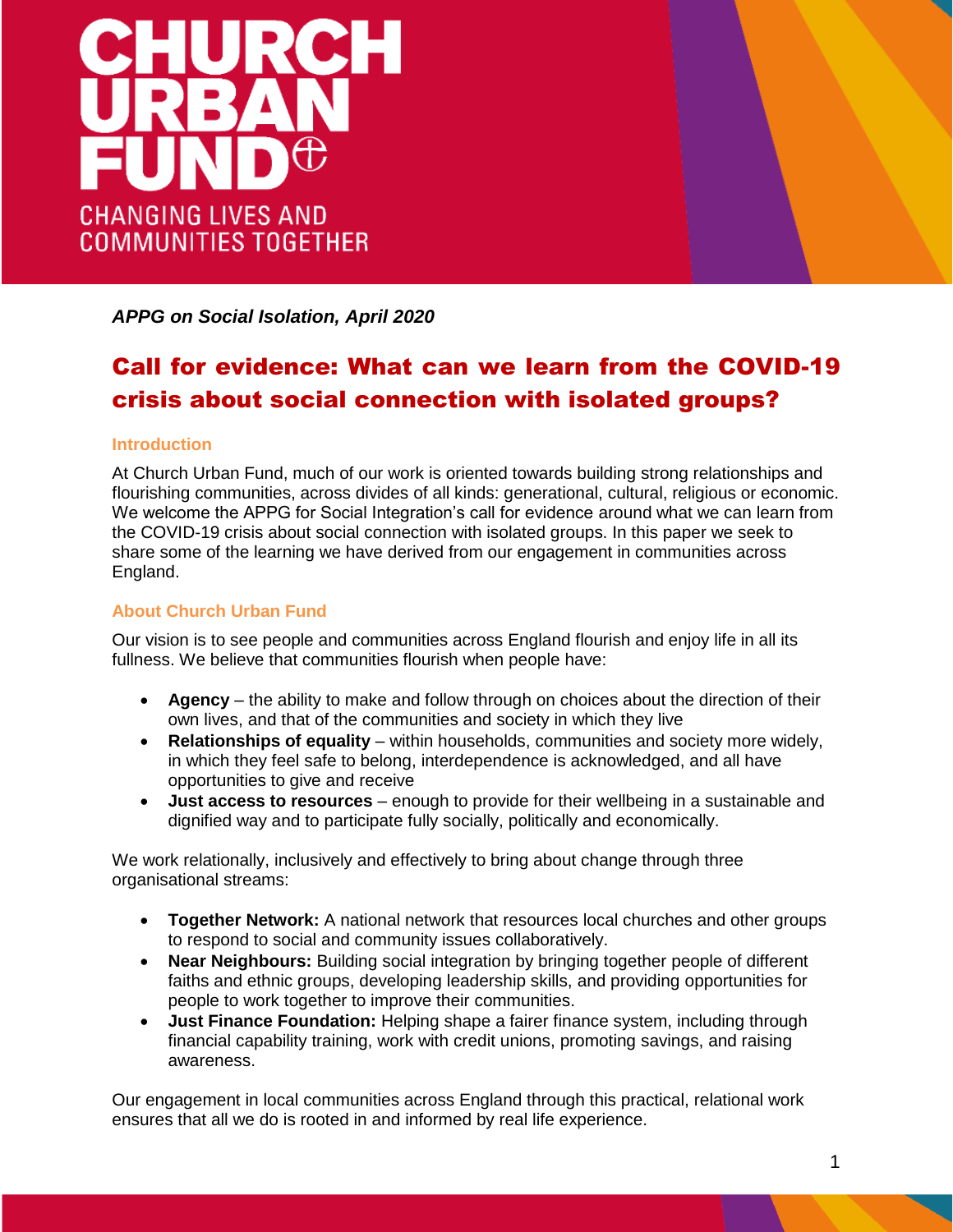# CHURCH URBAN FUND

CHANGING LIVES AND COMMUNITIES TOGETHER

*APPG on Social Isolation, April 2020*

## Call for evidence: What can we learn from the COVID-19 crisis about social connection with isolated groups?

### Introduction

At Church Urban Fund, much of our work is oriented towards building strong relationships and flourishing communities, across divides of all kinds: generational, cultural, religious or economic. We welcome the APPG for Social Integration's call for evidence around what we can learn from the COVID-19 crisis about social connection with isolated groups. In this paper we seek to share some of the learning we have derived from our engagement in communities across England.

### About Church Urban Fund

Our vision is to see people and communities across England flourish and enjoy life in all its fullness. We believe that communities flourish when people have:

- **Agency** – the ability to make and follow through on choices about the direction of their own lives, and that of the communities and society in which they live
- **Relationships of equality** – within households, communities and society more widely, in which they feel safe to belong, interdependence is acknowledged, and all have opportunities to give and receive
- **Just access to resources** – enough to provide for their wellbeing in a sustainable and dignified way and to participate fully socially, politically and economically.

We work relationally, inclusively and effectively to bring about change through three organisational streams:

- **Together Network:** A national network that resources local churches and other groups to respond to social and community issues collaboratively.
- **Near Neighbours:** Building social integration by bringing together people of different faiths and ethnic groups, developing leadership skills, and providing opportunities for people to work together to improve their communities.
- **Just Finance Foundation:** Helping shape a fairer finance system, including through financial capability training, work with credit unions, promoting savings, and raising awareness.

Our engagement in local communities across England through this practical, relational work ensures that all we do is rooted in and informed by real life experience.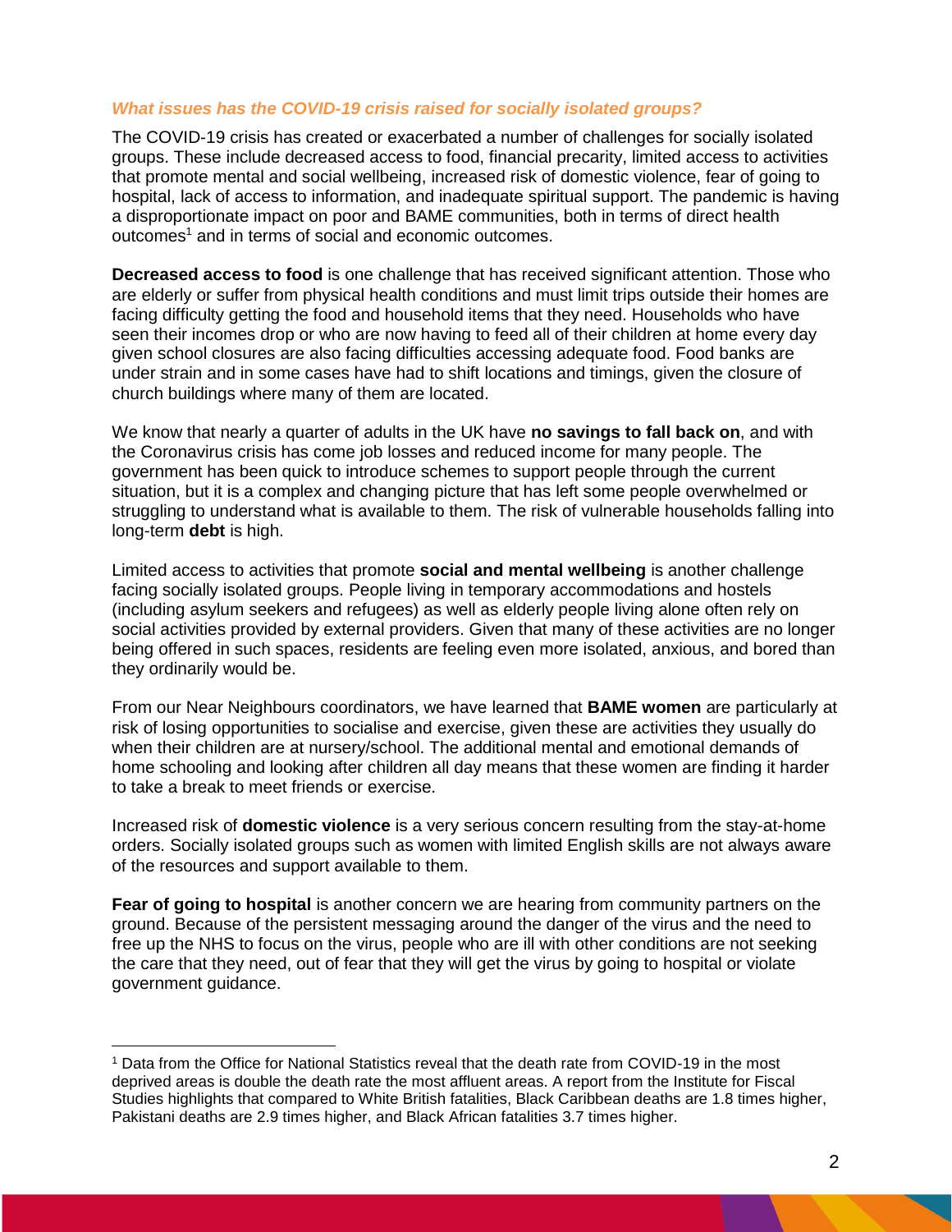### *What issues has the COVID-19 crisis raised for socially isolated groups?*

The COVID-19 crisis has created or exacerbated a number of challenges for socially isolated groups. These include decreased access to food, financial precarity, limited access to activities that promote mental and social wellbeing, increased risk of domestic violence, fear of going to hospital, lack of access to information, and inadequate spiritual support. The pandemic is having a disproportionate impact on poor and BAME communities, both in terms of direct health outcomes[1] and in terms of social and economic outcomes.

**Decreased access to food** is one challenge that has received significant attention. Those who are elderly or suffer from physical health conditions and must limit trips outside their homes are facing difficulty getting the food and household items that they need. Households who have seen their incomes drop or who are now having to feed all of their children at home every day given school closures are also facing difficulties accessing adequate food. Food banks are under strain and in some cases have had to shift locations and timings, given the closure of church buildings where many of them are located.

We know that nearly a quarter of adults in the UK have **no savings to fall back on**, and with the Coronavirus crisis has come job losses and reduced income for many people. The government has been quick to introduce schemes to support people through the current situation, but it is a complex and changing picture that has left some people overwhelmed or struggling to understand what is available to them. The risk of vulnerable households falling into long-term **debt** is high.

Limited access to activities that promote **social and mental wellbeing** is another challenge facing socially isolated groups. People living in temporary accommodations and hostels (including asylum seekers and refugees) as well as elderly people living alone often rely on social activities provided by external providers. Given that many of these activities are no longer being offered in such spaces, residents are feeling even more isolated, anxious, and bored than they ordinarily would be.

From our Near Neighbours coordinators, we have learned that **BAME women** are particularly at risk of losing opportunities to socialise and exercise, given these are activities they usually do when their children are at nursery/school. The additional mental and emotional demands of home schooling and looking after children all day means that these women are finding it harder to take a break to meet friends or exercise.

Increased risk of **domestic violence** is a very serious concern resulting from the stay-at-home orders. Socially isolated groups such as women with limited English skills are not always aware of the resources and support available to them.

**Fear of going to hospital** is another concern we are hearing from community partners on the ground. Because of the persistent messaging around the danger of the virus and the need to free up the NHS to focus on the virus, people who are ill with other conditions are not seeking the care that they need, out of fear that they will get the virus by going to hospital or violate government guidance.

---

[1] Data from the Office for National Statistics reveal that the death rate from COVID-19 in the most deprived areas is double the death rate the most affluent areas. A report from the Institute for Fiscal Studies highlights that compared to White British fatalities, Black Caribbean deaths are 1.8 times higher, Pakistani deaths are 2.9 times higher, and Black African fatalities 3.7 times higher.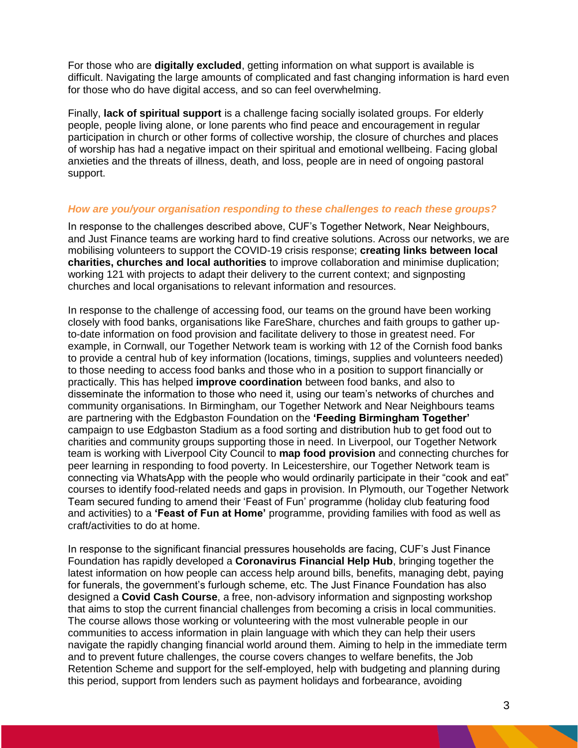For those who are **digitally excluded**, getting information on what support is available is difficult. Navigating the large amounts of complicated and fast changing information is hard even for those who do have digital access, and so can feel overwhelming.

Finally, **lack of spiritual support** is a challenge facing socially isolated groups. For elderly people, people living alone, or lone parents who find peace and encouragement in regular participation in church or other forms of collective worship, the closure of churches and places of worship has had a negative impact on their spiritual and emotional wellbeing. Facing global anxieties and the threats of illness, death, and loss, people are in need of ongoing pastoral support.

***How are you/your organisation responding to these challenges to reach these groups?***

In response to the challenges described above, CUF's Together Network, Near Neighbours, and Just Finance teams are working hard to find creative solutions. Across our networks, we are mobilising volunteers to support the COVID-19 crisis response; **creating links between local charities, churches and local authorities** to improve collaboration and minimise duplication; working 121 with projects to adapt their delivery to the current context; and signposting churches and local organisations to relevant information and resources.

In response to the challenge of accessing food, our teams on the ground have been working closely with food banks, organisations like FareShare, churches and faith groups to gather up-to-date information on food provision and facilitate delivery to those in greatest need. For example, in Cornwall, our Together Network team is working with 12 of the Cornish food banks to provide a central hub of key information (locations, timings, supplies and volunteers needed) to those needing to access food banks and those who in a position to support financially or practically. This has helped **improve coordination** between food banks, and also to disseminate the information to those who need it, using our team's networks of churches and community organisations. In Birmingham, our Together Network and Near Neighbours teams are partnering with the Edgbaston Foundation on the **'Feeding Birmingham Together'** campaign to use Edgbaston Stadium as a food sorting and distribution hub to get food out to charities and community groups supporting those in need. In Liverpool, our Together Network team is working with Liverpool City Council to **map food provision** and connecting churches for peer learning in responding to food poverty. In Leicestershire, our Together Network team is connecting via WhatsApp with the people who would ordinarily participate in their "cook and eat" courses to identify food-related needs and gaps in provision. In Plymouth, our Together Network Team secured funding to amend their 'Feast of Fun' programme (holiday club featuring food and activities) to a **'Feast of Fun at Home'** programme, providing families with food as well as craft/activities to do at home.

In response to the significant financial pressures households are facing, CUF's Just Finance Foundation has rapidly developed a **Coronavirus Financial Help Hub**, bringing together the latest information on how people can access help around bills, benefits, managing debt, paying for funerals, the government's furlough scheme, etc. The Just Finance Foundation has also designed a **Covid Cash Course**, a free, non-advisory information and signposting workshop that aims to stop the current financial challenges from becoming a crisis in local communities. The course allows those working or volunteering with the most vulnerable people in our communities to access information in plain language with which they can help their users navigate the rapidly changing financial world around them. Aiming to help in the immediate term and to prevent future challenges, the course covers changes to welfare benefits, the Job Retention Scheme and support for the self-employed, help with budgeting and planning during this period, support from lenders such as payment holidays and forbearance, avoiding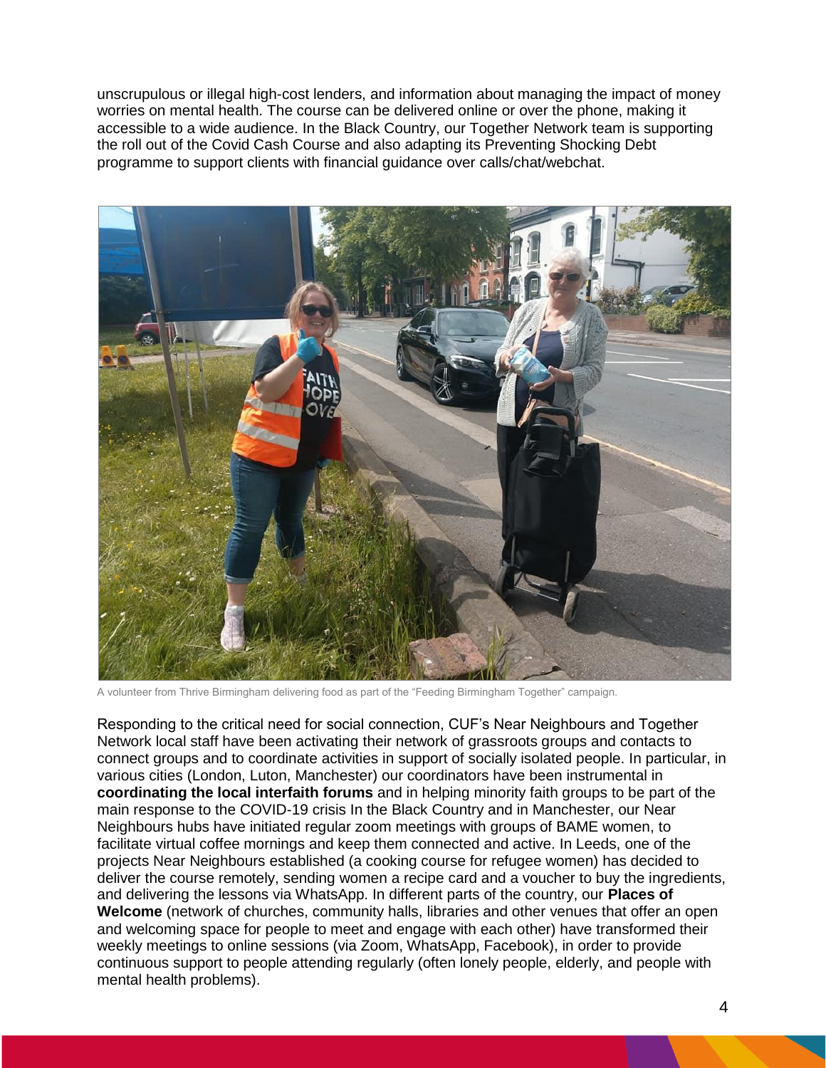unscrupulous or illegal high-cost lenders, and information about managing the impact of money worries on mental health. The course can be delivered online or over the phone, making it accessible to a wide audience. In the Black Country, our Together Network team is supporting the roll out of the Covid Cash Course and also adapting its Preventing Shocking Debt programme to support clients with financial guidance over calls/chat/webchat.

A volunteer from Thrive Birmingham delivering food as part of the "Feeding Birmingham Together" campaign.

Responding to the critical need for social connection, CUF's Near Neighbours and Together Network local staff have been activating their network of grassroots groups and contacts to connect groups and to coordinate activities in support of socially isolated people. In particular, in various cities (London, Luton, Manchester) our coordinators have been instrumental in **coordinating the local interfaith forums** and in helping minority faith groups to be part of the main response to the COVID-19 crisis In the Black Country and in Manchester, our Near Neighbours hubs have initiated regular zoom meetings with groups of BAME women, to facilitate virtual coffee mornings and keep them connected and active. In Leeds, one of the projects Near Neighbours established (a cooking course for refugee women) has decided to deliver the course remotely, sending women a recipe card and a voucher to buy the ingredients, and delivering the lessons via WhatsApp. In different parts of the country, our **Places of Welcome** (network of churches, community halls, libraries and other venues that offer an open and welcoming space for people to meet and engage with each other) have transformed their weekly meetings to online sessions (via Zoom, WhatsApp, Facebook), in order to provide continuous support to people attending regularly (often lonely people, elderly, and people with mental health problems).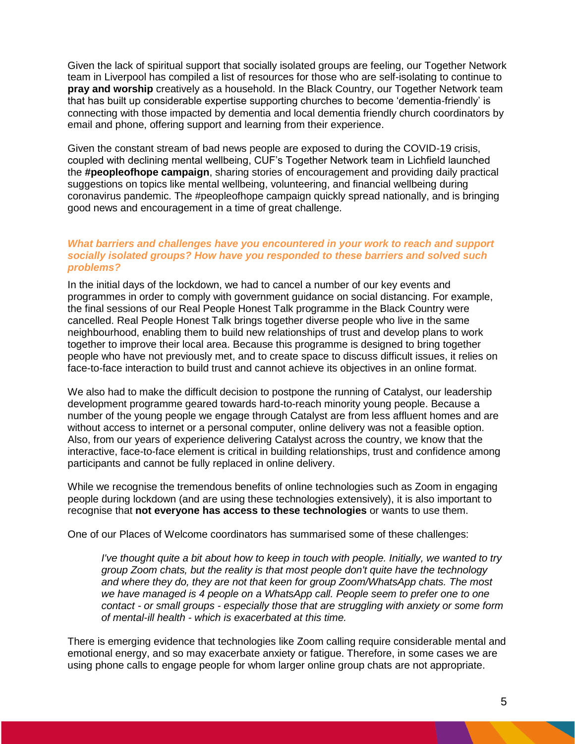Given the lack of spiritual support that socially isolated groups are feeling, our Together Network team in Liverpool has compiled a list of resources for those who are self-isolating to continue to **pray and worship** creatively as a household. In the Black Country, our Together Network team that has built up considerable expertise supporting churches to become 'dementia-friendly' is connecting with those impacted by dementia and local dementia friendly church coordinators by email and phone, offering support and learning from their experience.

Given the constant stream of bad news people are exposed to during the COVID-19 crisis, coupled with declining mental wellbeing, CUF's Together Network team in Lichfield launched the **#peopleofhope campaign**, sharing stories of encouragement and providing daily practical suggestions on topics like mental wellbeing, volunteering, and financial wellbeing during coronavirus pandemic. The #peopleofhope campaign quickly spread nationally, and is bringing good news and encouragement in a time of great challenge.

### *What barriers and challenges have you encountered in your work to reach and support socially isolated groups? How have you responded to these barriers and solved such problems?*

In the initial days of the lockdown, we had to cancel a number of our key events and programmes in order to comply with government guidance on social distancing. For example, the final sessions of our Real People Honest Talk programme in the Black Country were cancelled. Real People Honest Talk brings together diverse people who live in the same neighbourhood, enabling them to build new relationships of trust and develop plans to work together to improve their local area. Because this programme is designed to bring together people who have not previously met, and to create space to discuss difficult issues, it relies on face-to-face interaction to build trust and cannot achieve its objectives in an online format.

We also had to make the difficult decision to postpone the running of Catalyst, our leadership development programme geared towards hard-to-reach minority young people. Because a number of the young people we engage through Catalyst are from less affluent homes and are without access to internet or a personal computer, online delivery was not a feasible option. Also, from our years of experience delivering Catalyst across the country, we know that the interactive, face-to-face element is critical in building relationships, trust and confidence among participants and cannot be fully replaced in online delivery.

While we recognise the tremendous benefits of online technologies such as Zoom in engaging people during lockdown (and are using these technologies extensively), it is also important to recognise that **not everyone has access to these technologies** or wants to use them.

One of our Places of Welcome coordinators has summarised some of these challenges:

> *I've thought quite a bit about how to keep in touch with people. Initially, we wanted to try group Zoom chats, but the reality is that most people don't quite have the technology and where they do, they are not that keen for group Zoom/WhatsApp chats. The most we have managed is 4 people on a WhatsApp call. People seem to prefer one to one contact - or small groups - especially those that are struggling with anxiety or some form of mental-ill health - which is exacerbated at this time.*

There is emerging evidence that technologies like Zoom calling require considerable mental and emotional energy, and so may exacerbate anxiety or fatigue. Therefore, in some cases we are using phone calls to engage people for whom larger online group chats are not appropriate.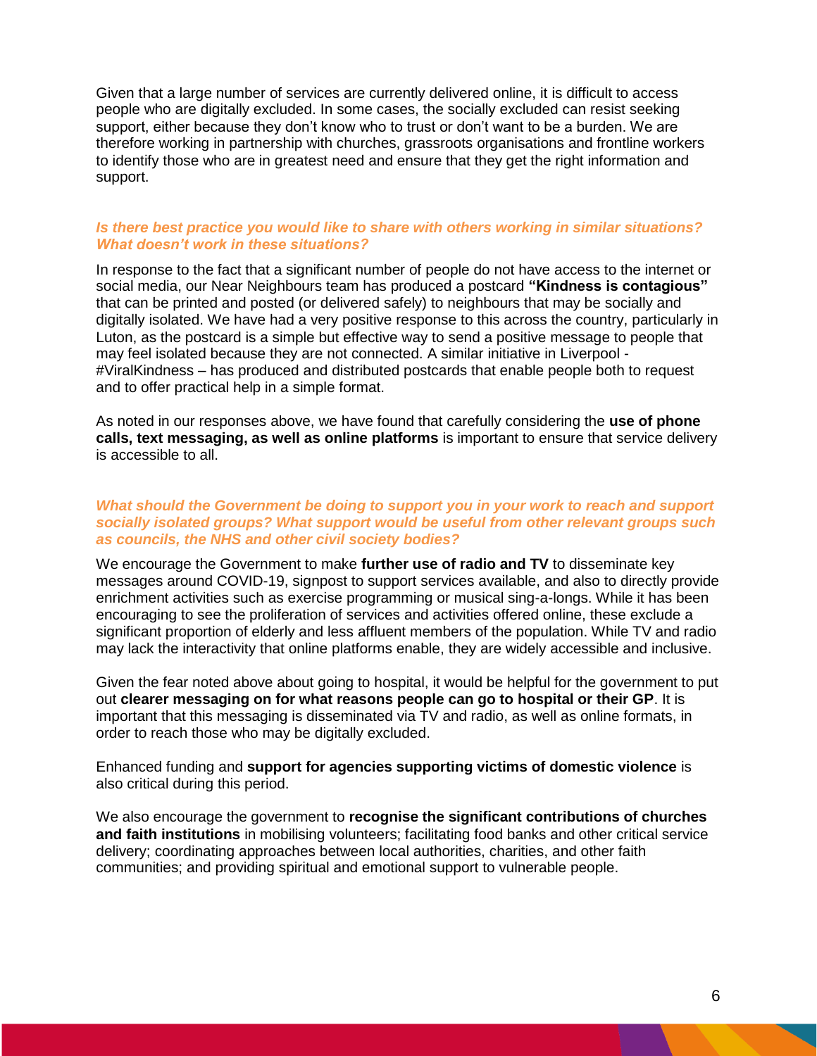Given that a large number of services are currently delivered online, it is difficult to access people who are digitally excluded. In some cases, the socially excluded can resist seeking support, either because they don't know who to trust or don't want to be a burden. We are therefore working in partnership with churches, grassroots organisations and frontline workers to identify those who are in greatest need and ensure that they get the right information and support.

***Is there best practice you would like to share with others working in similar situations? What doesn't work in these situations?***

In response to the fact that a significant number of people do not have access to the internet or social media, our Near Neighbours team has produced a postcard **"Kindness is contagious"** that can be printed and posted (or delivered safely) to neighbours that may be socially and digitally isolated. We have had a very positive response to this across the country, particularly in Luton, as the postcard is a simple but effective way to send a positive message to people that may feel isolated because they are not connected. A similar initiative in Liverpool - #ViralKindness – has produced and distributed postcards that enable people both to request and to offer practical help in a simple format.

As noted in our responses above, we have found that carefully considering the **use of phone calls, text messaging, as well as online platforms** is important to ensure that service delivery is accessible to all.

***What should the Government be doing to support you in your work to reach and support socially isolated groups? What support would be useful from other relevant groups such as councils, the NHS and other civil society bodies?***

We encourage the Government to make **further use of radio and TV** to disseminate key messages around COVID-19, signpost to support services available, and also to directly provide enrichment activities such as exercise programming or musical sing-a-longs. While it has been encouraging to see the proliferation of services and activities offered online, these exclude a significant proportion of elderly and less affluent members of the population. While TV and radio may lack the interactivity that online platforms enable, they are widely accessible and inclusive.

Given the fear noted above about going to hospital, it would be helpful for the government to put out **clearer messaging on for what reasons people can go to hospital or their GP**. It is important that this messaging is disseminated via TV and radio, as well as online formats, in order to reach those who may be digitally excluded.

Enhanced funding and **support for agencies supporting victims of domestic violence** is also critical during this period.

We also encourage the government to **recognise the significant contributions of churches and faith institutions** in mobilising volunteers; facilitating food banks and other critical service delivery; coordinating approaches between local authorities, charities, and other faith communities; and providing spiritual and emotional support to vulnerable people.